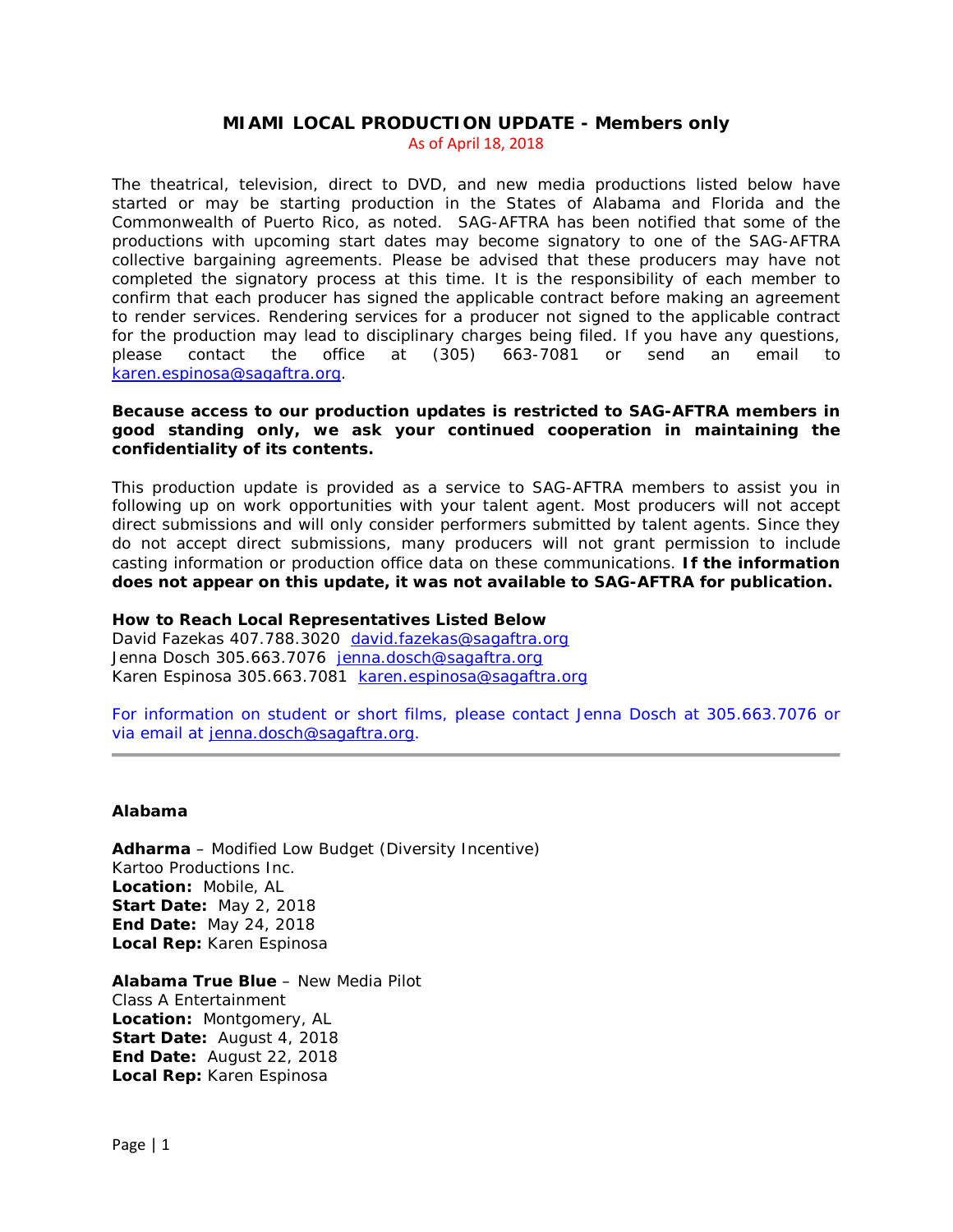# MIAMI LOCAL PRODUCTION UPDATE - Members only

As of April 18, 2018

The theatrical, television, direct to DVD, and new media productions listed below have started or may be starting production in the States of Alabama and Florida and the Commonwealth of Puerto Rico, as noted. SAG-AFTRA has been notified that some of the productions with upcoming start dates may become signatory to one of the SAG-AFTRA collective bargaining agreements. Please be advised that these producers may have not completed the signatory process at this time. It is the responsibility of each member to confirm that each producer has signed the applicable contract before making an agreement to render services. Rendering services for a producer not signed to the applicable contract for the production may lead to disciplinary charges being filed. If you have any questions, please contact the office at (305) 663-7081 or send an email to karen.espinosa@sagaftra.org.

**Because access to our production updates is restricted to SAG-AFTRA members in good standing only, we ask your continued cooperation in maintaining the confidentiality of its contents.**

This production update is provided as a service to SAG-AFTRA members to assist you in following up on work opportunities with your talent agent. Most producers will not accept direct submissions and will only consider performers submitted by talent agents. Since they do not accept direct submissions, many producers will not grant permission to include casting information or production office data on these communications. **If the information does not appear on this update, it was not available to SAG-AFTRA for publication.**

**How to Reach Local Representatives Listed Below**
David Fazekas 407.788.3020 david.fazekas@sagaftra.org
Jenna Dosch 305.663.7076 jenna.dosch@sagaftra.org
Karen Espinosa 305.663.7081 karen.espinosa@sagaftra.org

For information on student or short films, please contact Jenna Dosch at 305.663.7076 or via email at jenna.dosch@sagaftra.org.

---

## Alabama

**Adharma** – Modified Low Budget (Diversity Incentive)
Kartoo Productions Inc.
**Location:** Mobile, AL
**Start Date:** May 2, 2018
**End Date:** May 24, 2018
**Local Rep:** Karen Espinosa

**Alabama True Blue** – New Media Pilot
Class A Entertainment
**Location:** Montgomery, AL
**Start Date:** August 4, 2018
**End Date:** August 22, 2018
**Local Rep:** Karen Espinosa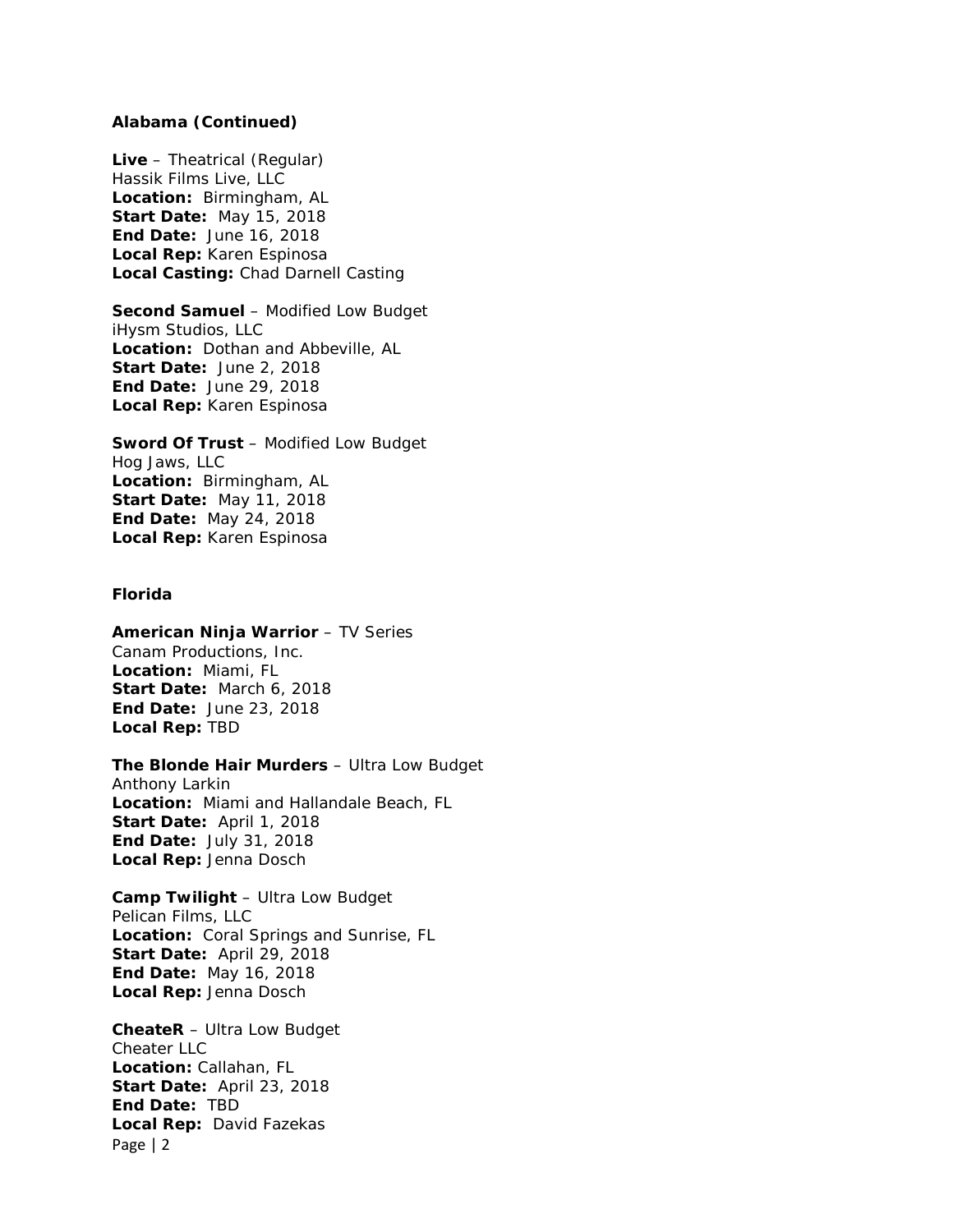### Alabama (Continued)

**Live** – Theatrical (Regular)
Hassik Films Live, LLC
**Location:** Birmingham, AL
**Start Date:** May 15, 2018
**End Date:** June 16, 2018
**Local Rep:** Karen Espinosa
**Local Casting:** Chad Darnell Casting

**Second Samuel** – Modified Low Budget
iHysm Studios, LLC
**Location:** Dothan and Abbeville, AL
**Start Date:** June 2, 2018
**End Date:** June 29, 2018
**Local Rep:** Karen Espinosa

**Sword Of Trust** – Modified Low Budget
Hog Jaws, LLC
**Location:** Birmingham, AL
**Start Date:** May 11, 2018
**End Date:** May 24, 2018
**Local Rep:** Karen Espinosa

### Florida

**American Ninja Warrior** – TV Series
Canam Productions, Inc.
**Location:** Miami, FL
**Start Date:** March 6, 2018
**End Date:** June 23, 2018
**Local Rep:** TBD

**The Blonde Hair Murders** – Ultra Low Budget
Anthony Larkin
**Location:** Miami and Hallandale Beach, FL
**Start Date:** April 1, 2018
**End Date:** July 31, 2018
**Local Rep:** Jenna Dosch

**Camp Twilight** – Ultra Low Budget
Pelican Films, LLC
**Location:** Coral Springs and Sunrise, FL
**Start Date:** April 29, 2018
**End Date:** May 16, 2018
**Local Rep:** Jenna Dosch

**CheateR** – Ultra Low Budget
Cheater LLC
**Location:** Callahan, FL
**Start Date:** April 23, 2018
**End Date:** TBD
**Local Rep:** David Fazekas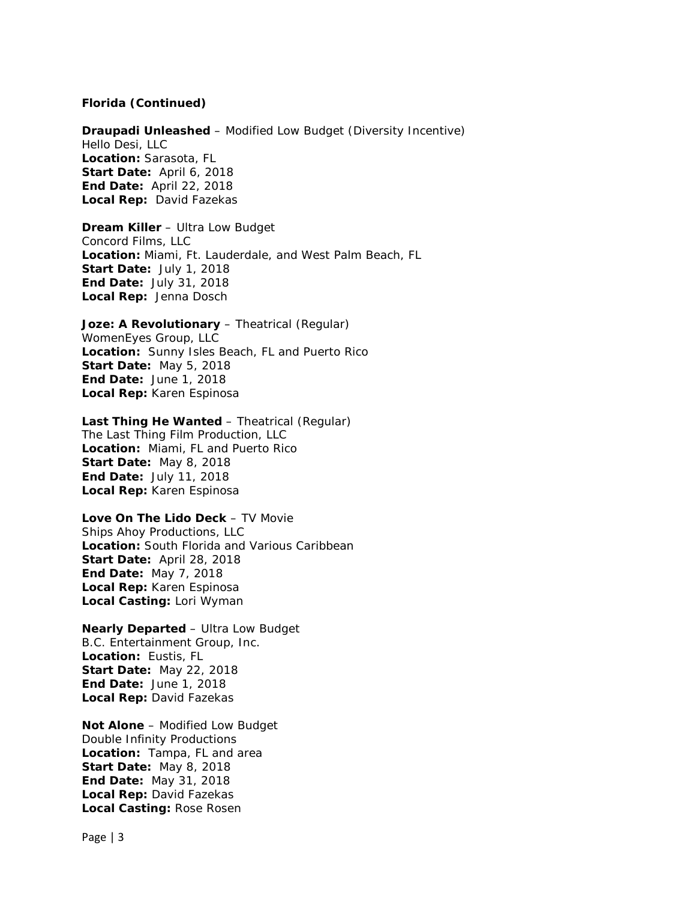**Florida (Continued)**

**Draupadi Unleashed** – Modified Low Budget (Diversity Incentive)
Hello Desi, LLC
**Location:** Sarasota, FL
**Start Date:** April 6, 2018
**End Date:** April 22, 2018
**Local Rep:** David Fazekas

**Dream Killer** – Ultra Low Budget
Concord Films, LLC
**Location:** Miami, Ft. Lauderdale, and West Palm Beach, FL
**Start Date:** July 1, 2018
**End Date:** July 31, 2018
**Local Rep:** Jenna Dosch

**Joze: A Revolutionary** – Theatrical (Regular)
WomenEyes Group, LLC
**Location:** Sunny Isles Beach, FL and Puerto Rico
**Start Date:** May 5, 2018
**End Date:** June 1, 2018
**Local Rep:** Karen Espinosa

**Last Thing He Wanted** – Theatrical (Regular)
The Last Thing Film Production, LLC
**Location:** Miami, FL and Puerto Rico
**Start Date:** May 8, 2018
**End Date:** July 11, 2018
**Local Rep:** Karen Espinosa

**Love On The Lido Deck** – TV Movie
Ships Ahoy Productions, LLC
**Location:** South Florida and Various Caribbean
**Start Date:** April 28, 2018
**End Date:** May 7, 2018
**Local Rep:** Karen Espinosa
**Local Casting:** Lori Wyman

**Nearly Departed** – Ultra Low Budget
B.C. Entertainment Group, Inc.
**Location:** Eustis, FL
**Start Date:** May 22, 2018
**End Date:** June 1, 2018
**Local Rep:** David Fazekas

**Not Alone** – Modified Low Budget
Double Infinity Productions
**Location:** Tampa, FL and area
**Start Date:** May 8, 2018
**End Date:** May 31, 2018
**Local Rep:** David Fazekas
**Local Casting:** Rose Rosen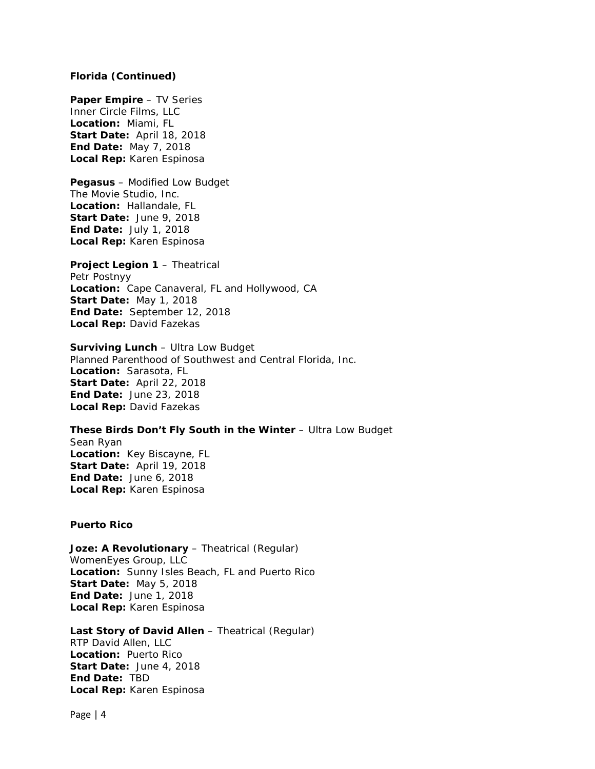### Florida (Continued)

**Paper Empire** – TV Series
Inner Circle Films, LLC
**Location:** Miami, FL
**Start Date:** April 18, 2018
**End Date:** May 7, 2018
**Local Rep:** Karen Espinosa

**Pegasus** – Modified Low Budget
The Movie Studio, Inc.
**Location:** Hallandale, FL
**Start Date:** June 9, 2018
**End Date:** July 1, 2018
**Local Rep:** Karen Espinosa

**Project Legion 1** – Theatrical
Petr Postnyy
**Location:** Cape Canaveral, FL and Hollywood, CA
**Start Date:** May 1, 2018
**End Date:** September 12, 2018
**Local Rep:** David Fazekas

**Surviving Lunch** – Ultra Low Budget
Planned Parenthood of Southwest and Central Florida, Inc.
**Location:** Sarasota, FL
**Start Date:** April 22, 2018
**End Date:** June 23, 2018
**Local Rep:** David Fazekas

**These Birds Don't Fly South in the Winter** – Ultra Low Budget
Sean Ryan
**Location:** Key Biscayne, FL
**Start Date:** April 19, 2018
**End Date:** June 6, 2018
**Local Rep:** Karen Espinosa

### Puerto Rico

**Joze: A Revolutionary** – Theatrical (Regular)
WomenEyes Group, LLC
**Location:** Sunny Isles Beach, FL and Puerto Rico
**Start Date:** May 5, 2018
**End Date:** June 1, 2018
**Local Rep:** Karen Espinosa

**Last Story of David Allen** – Theatrical (Regular)
RTP David Allen, LLC
**Location:** Puerto Rico
**Start Date:** June 4, 2018
**End Date:** TBD
**Local Rep:** Karen Espinosa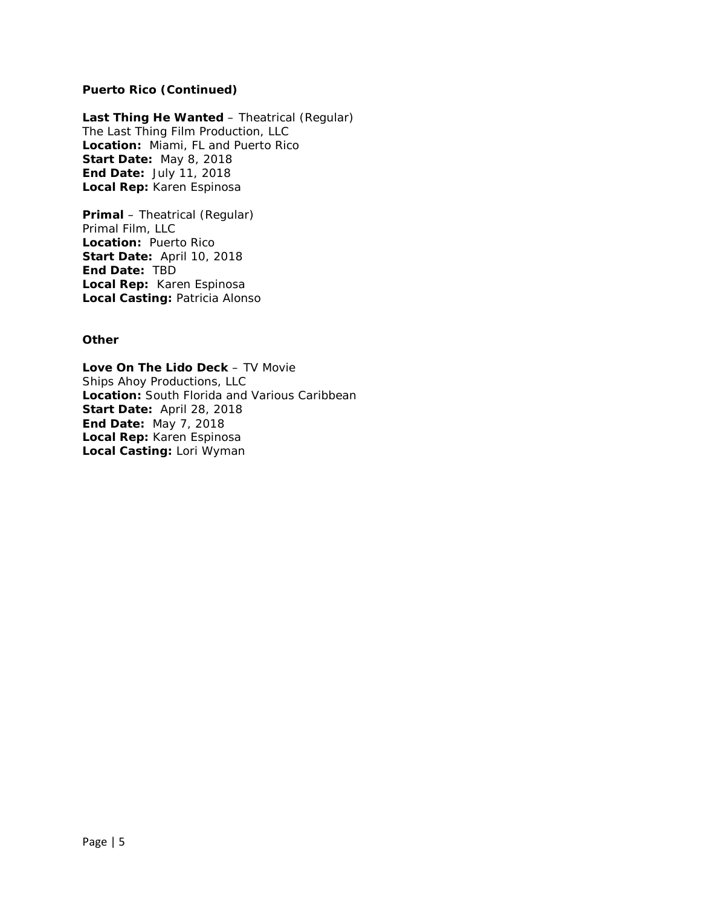**Puerto Rico (Continued)**

**Last Thing He Wanted** – Theatrical (Regular)
The Last Thing Film Production, LLC
**Location:** Miami, FL and Puerto Rico
**Start Date:** May 8, 2018
**End Date:** July 11, 2018
**Local Rep:** Karen Espinosa

**Primal** – Theatrical (Regular)
Primal Film, LLC
**Location:** Puerto Rico
**Start Date:** April 10, 2018
**End Date:** TBD
**Local Rep:** Karen Espinosa
**Local Casting:** Patricia Alonso

**Other**

**Love On The Lido Deck** – TV Movie
Ships Ahoy Productions, LLC
**Location:** South Florida and Various Caribbean
**Start Date:** April 28, 2018
**End Date:** May 7, 2018
**Local Rep:** Karen Espinosa
**Local Casting:** Lori Wyman